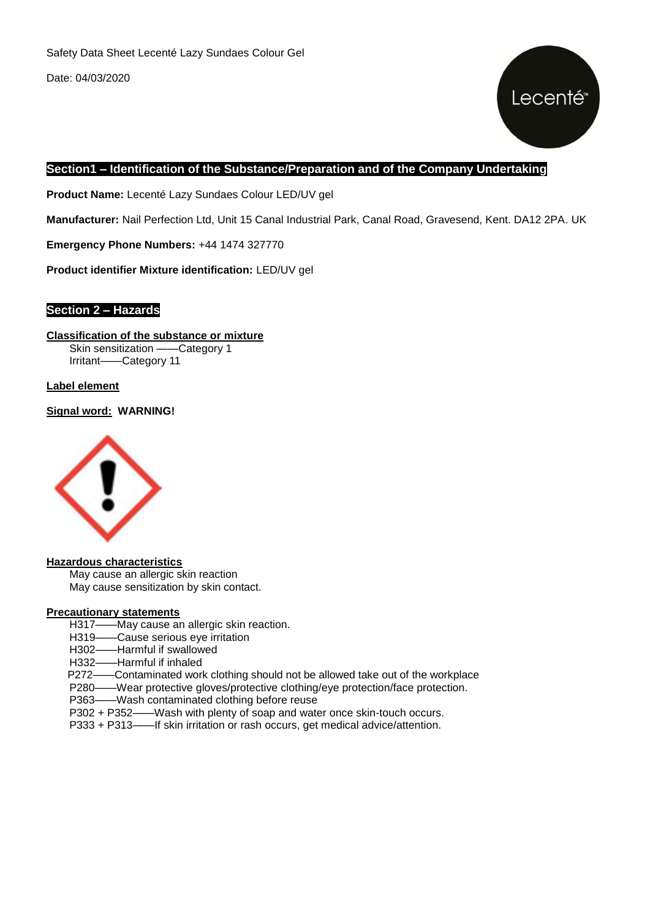Safety Data Sheet Lecenté Lazy Sundaes Colour Gel

Date: 04/03/2020

## Section1 – Identification of the Substance/Preparation and of the Company Undertaking

**Product Name:** Lecenté Lazy Sundaes Colour LED/UV gel

**Manufacturer:** Nail Perfection Ltd, Unit 15 Canal Industrial Park, Canal Road, Gravesend, Kent. DA12 2PA. UK

**Emergency Phone Numbers:** +44 1474 327770

**Product identifier Mixture identification:** LED/UV gel

## Section 2 – Hazards

**Classification of the substance or mixture**

Skin sensitization ——Category 1
Irritant——Category 11

**Label element**

**Signal word: WARNING!**

**Hazardous characteristics**

May cause an allergic skin reaction
May cause sensitization by skin contact.

**Precautionary statements**

H317——May cause an allergic skin reaction.
H319——Cause serious eye irritation
H302——Harmful if swallowed
H332——Harmful if inhaled
P272——Contaminated work clothing should not be allowed take out of the workplace
P280——Wear protective gloves/protective clothing/eye protection/face protection.
P363——Wash contaminated clothing before reuse
P302 + P352——Wash with plenty of soap and water once skin-touch occurs.
P333 + P313——If skin irritation or rash occurs, get medical advice/attention.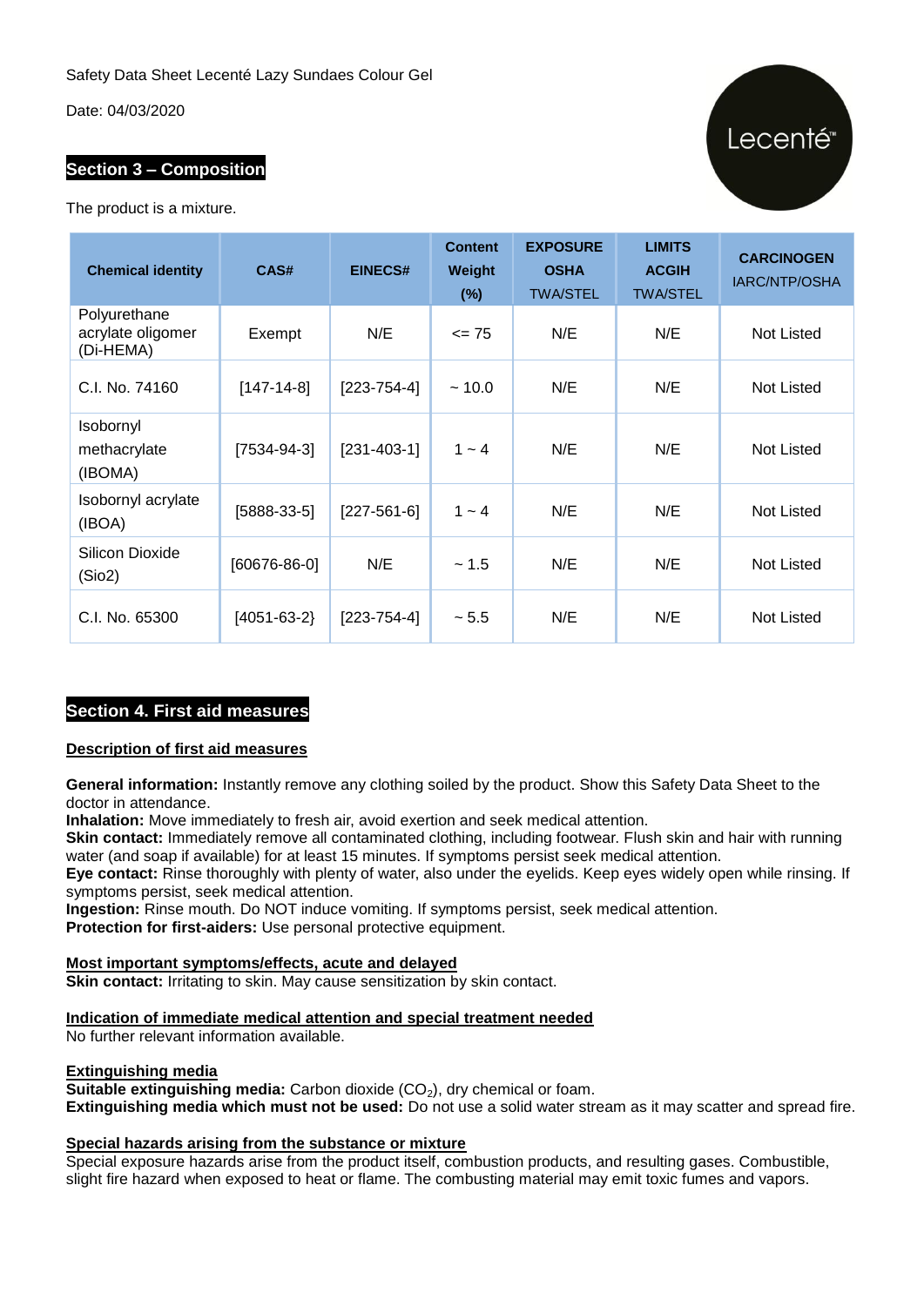Safety Data Sheet Lecenté Lazy Sundaes Colour Gel

Date: 04/03/2020

## Section 3 – Composition

The product is a mixture.

| Chemical identity | CAS# | EINECS# | Content Weight (%) | EXPOSURE OSHA TWA/STEL | LIMITS ACGIH TWA/STEL | CARCINOGEN IARC/NTP/OSHA |
|---|---|---|---|---|---|---|
| Polyurethane acrylate oligomer (Di-HEMA) | Exempt | N/E | <= 75 | N/E | N/E | Not Listed |
| C.I. No. 74160 | [147-14-8] | [223-754-4] | ~ 10.0 | N/E | N/E | Not Listed |
| Isobornyl methacrylate (IBOMA) | [7534-94-3] | [231-403-1] | 1 ~ 4 | N/E | N/E | Not Listed |
| Isobornyl acrylate (IBOA) | [5888-33-5] | [227-561-6] | 1 ~ 4 | N/E | N/E | Not Listed |
| Silicon Dioxide (Sio2) | [60676-86-0] | N/E | ~ 1.5 | N/E | N/E | Not Listed |
| C.I. No. 65300 | [4051-63-2} | [223-754-4] | ~ 5.5 | N/E | N/E | Not Listed |

## Section 4. First aid measures

**Description of first aid measures**

**General information:** Instantly remove any clothing soiled by the product. Show this Safety Data Sheet to the doctor in attendance.
**Inhalation:** Move immediately to fresh air, avoid exertion and seek medical attention.
**Skin contact:** Immediately remove all contaminated clothing, including footwear. Flush skin and hair with running water (and soap if available) for at least 15 minutes. If symptoms persist seek medical attention.
**Eye contact:** Rinse thoroughly with plenty of water, also under the eyelids. Keep eyes widely open while rinsing. If symptoms persist, seek medical attention.
**Ingestion:** Rinse mouth. Do NOT induce vomiting. If symptoms persist, seek medical attention.
**Protection for first-aiders:** Use personal protective equipment.

**Most important symptoms/effects, acute and delayed**
**Skin contact:** Irritating to skin. May cause sensitization by skin contact.

**Indication of immediate medical attention and special treatment needed**
No further relevant information available.

**Extinguishing media**
**Suitable extinguishing media:** Carbon dioxide ($CO_2$), dry chemical or foam.
**Extinguishing media which must not be used:** Do not use a solid water stream as it may scatter and spread fire.

**Special hazards arising from the substance or mixture**
Special exposure hazards arise from the product itself, combustion products, and resulting gases. Combustible, slight fire hazard when exposed to heat or flame. The combusting material may emit toxic fumes and vapors.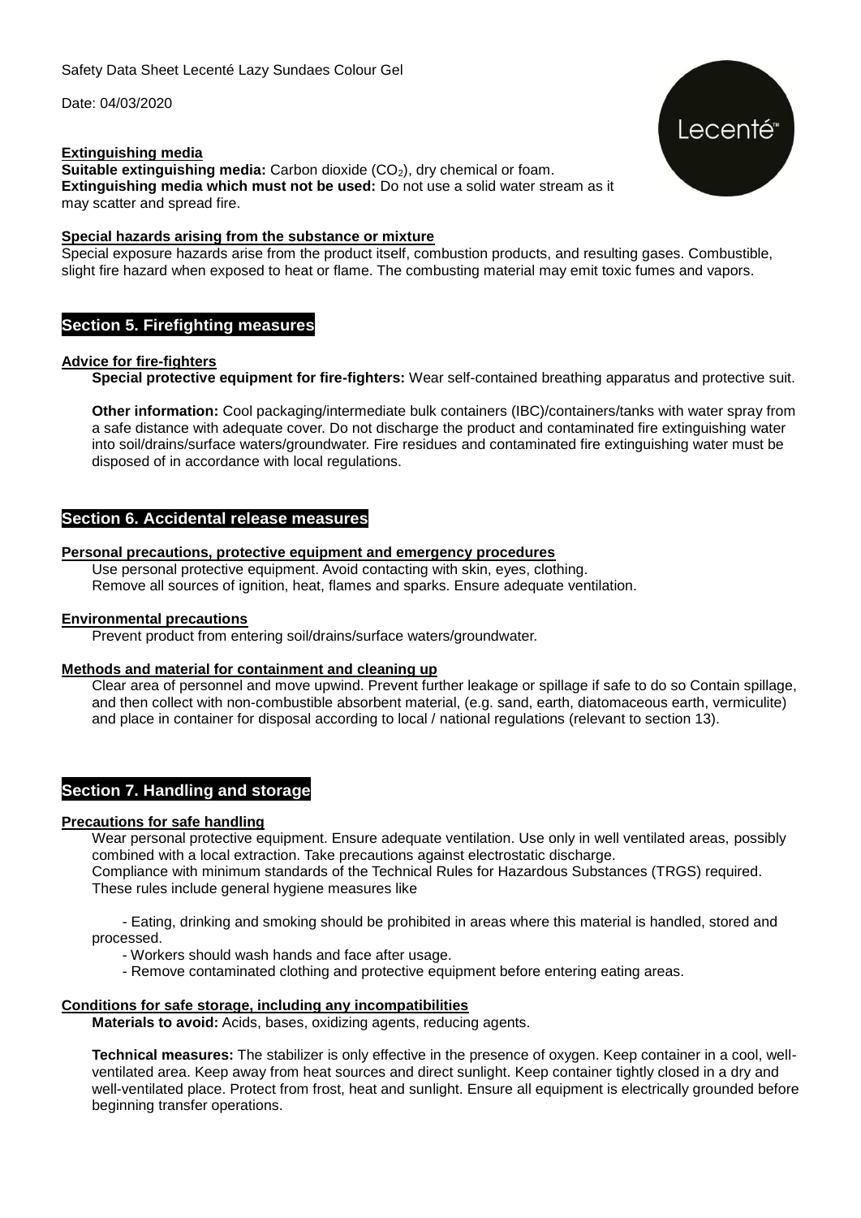#### Extinguishing media

**Suitable extinguishing media:** Carbon dioxide ($CO_2$), dry chemical or foam.
**Extinguishing media which must not be used:** Do not use a solid water stream as it may scatter and spread fire.

#### Special hazards arising from the substance or mixture

Special exposure hazards arise from the product itself, combustion products, and resulting gases. Combustible, slight fire hazard when exposed to heat or flame. The combusting material may emit toxic fumes and vapors.

## Section 5. Firefighting measures

#### Advice for fire-fighters

**Special protective equipment for fire-fighters:** Wear self-contained breathing apparatus and protective suit.

**Other information:** Cool packaging/intermediate bulk containers (IBC)/containers/tanks with water spray from a safe distance with adequate cover. Do not discharge the product and contaminated fire extinguishing water into soil/drains/surface waters/groundwater. Fire residues and contaminated fire extinguishing water must be disposed of in accordance with local regulations.

## Section 6. Accidental release measures

#### Personal precautions, protective equipment and emergency procedures

Use personal protective equipment. Avoid contacting with skin, eyes, clothing.
Remove all sources of ignition, heat, flames and sparks. Ensure adequate ventilation.

#### Environmental precautions

Prevent product from entering soil/drains/surface waters/groundwater.

#### Methods and material for containment and cleaning up

Clear area of personnel and move upwind. Prevent further leakage or spillage if safe to do so Contain spillage, and then collect with non-combustible absorbent material, (e.g. sand, earth, diatomaceous earth, vermiculite) and place in container for disposal according to local / national regulations (relevant to section 13).

## Section 7. Handling and storage

#### Precautions for safe handling

Wear personal protective equipment. Ensure adequate ventilation. Use only in well ventilated areas, possibly combined with a local extraction. Take precautions against electrostatic discharge.
Compliance with minimum standards of the Technical Rules for Hazardous Substances (TRGS) required. These rules include general hygiene measures like

- Eating, drinking and smoking should be prohibited in areas where this material is handled, stored and processed.
- Workers should wash hands and face after usage.
- Remove contaminated clothing and protective equipment before entering eating areas.

#### Conditions for safe storage, including any incompatibilities

**Materials to avoid:** Acids, bases, oxidizing agents, reducing agents.

**Technical measures:** The stabilizer is only effective in the presence of oxygen. Keep container in a cool, well-ventilated area. Keep away from heat sources and direct sunlight. Keep container tightly closed in a dry and well-ventilated place. Protect from frost, heat and sunlight. Ensure all equipment is electrically grounded before beginning transfer operations.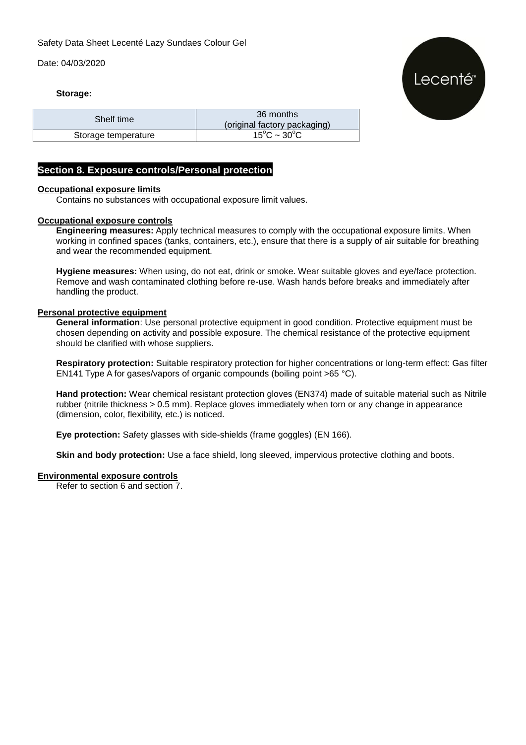**Storage:**

| Shelf time | 36 months<br>(original factory packaging) |
|---|---|
| Storage temperature | $15^oC$ ~ $30^oC$ |

## Section 8. Exposure controls/Personal protection

**Occupational exposure limits**

Contains no substances with occupational exposure limit values.

**Occupational exposure controls**

**Engineering measures:** Apply technical measures to comply with the occupational exposure limits. When working in confined spaces (tanks, containers, etc.), ensure that there is a supply of air suitable for breathing and wear the recommended equipment.

**Hygiene measures:** When using, do not eat, drink or smoke. Wear suitable gloves and eye/face protection. Remove and wash contaminated clothing before re-use. Wash hands before breaks and immediately after handling the product.

**Personal protective equipment**

**General information**: Use personal protective equipment in good condition. Protective equipment must be chosen depending on activity and possible exposure. The chemical resistance of the protective equipment should be clarified with whose suppliers.

**Respiratory protection:** Suitable respiratory protection for higher concentrations or long-term effect: Gas filter EN141 Type A for gases/vapors of organic compounds (boiling point >65 °C).

**Hand protection:** Wear chemical resistant protection gloves (EN374) made of suitable material such as Nitrile rubber (nitrile thickness > 0.5 mm). Replace gloves immediately when torn or any change in appearance (dimension, color, flexibility, etc.) is noticed.

**Eye protection:** Safety glasses with side-shields (frame goggles) (EN 166).

**Skin and body protection:** Use a face shield, long sleeved, impervious protective clothing and boots.

**Environmental exposure controls**

Refer to section 6 and section 7.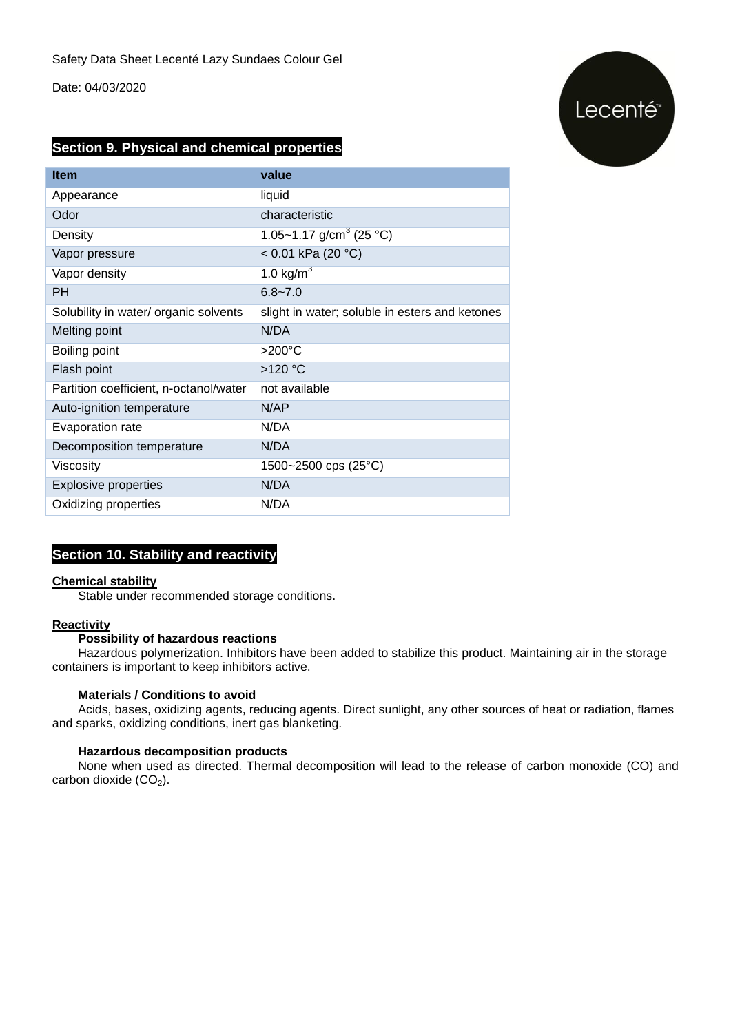Safety Data Sheet Lecenté Lazy Sundaes Colour Gel

Date: 04/03/2020

## Section 9. Physical and chemical properties

| Item | value |
|---|---|
| Appearance | liquid |
| Odor | characteristic |
| Density | 1.05~1.17 g/cm$^3$ (25 °C) |
| Vapor pressure | < 0.01 kPa (20 °C) |
| Vapor density | 1.0 kg/m$^3$ |
| PH | 6.8~7.0 |
| Solubility in water/ organic solvents | slight in water; soluble in esters and ketones |
| Melting point | N/DA |
| Boiling point | >200°C |
| Flash point | >120 °C |
| Partition coefficient, n-octanol/water | not available |
| Auto-ignition temperature | N/AP |
| Evaporation rate | N/DA |
| Decomposition temperature | N/DA |
| Viscosity | 1500~2500 cps (25°C) |
| Explosive properties | N/DA |
| Oxidizing properties | N/DA |

## Section 10. Stability and reactivity

**Chemical stability**

Stable under recommended storage conditions.

**Reactivity**

**Possibility of hazardous reactions**

Hazardous polymerization. Inhibitors have been added to stabilize this product. Maintaining air in the storage containers is important to keep inhibitors active.

**Materials / Conditions to avoid**

Acids, bases, oxidizing agents, reducing agents. Direct sunlight, any other sources of heat or radiation, flames and sparks, oxidizing conditions, inert gas blanketing.

**Hazardous decomposition products**

None when used as directed. Thermal decomposition will lead to the release of carbon monoxide (CO) and carbon dioxide ($CO_2$).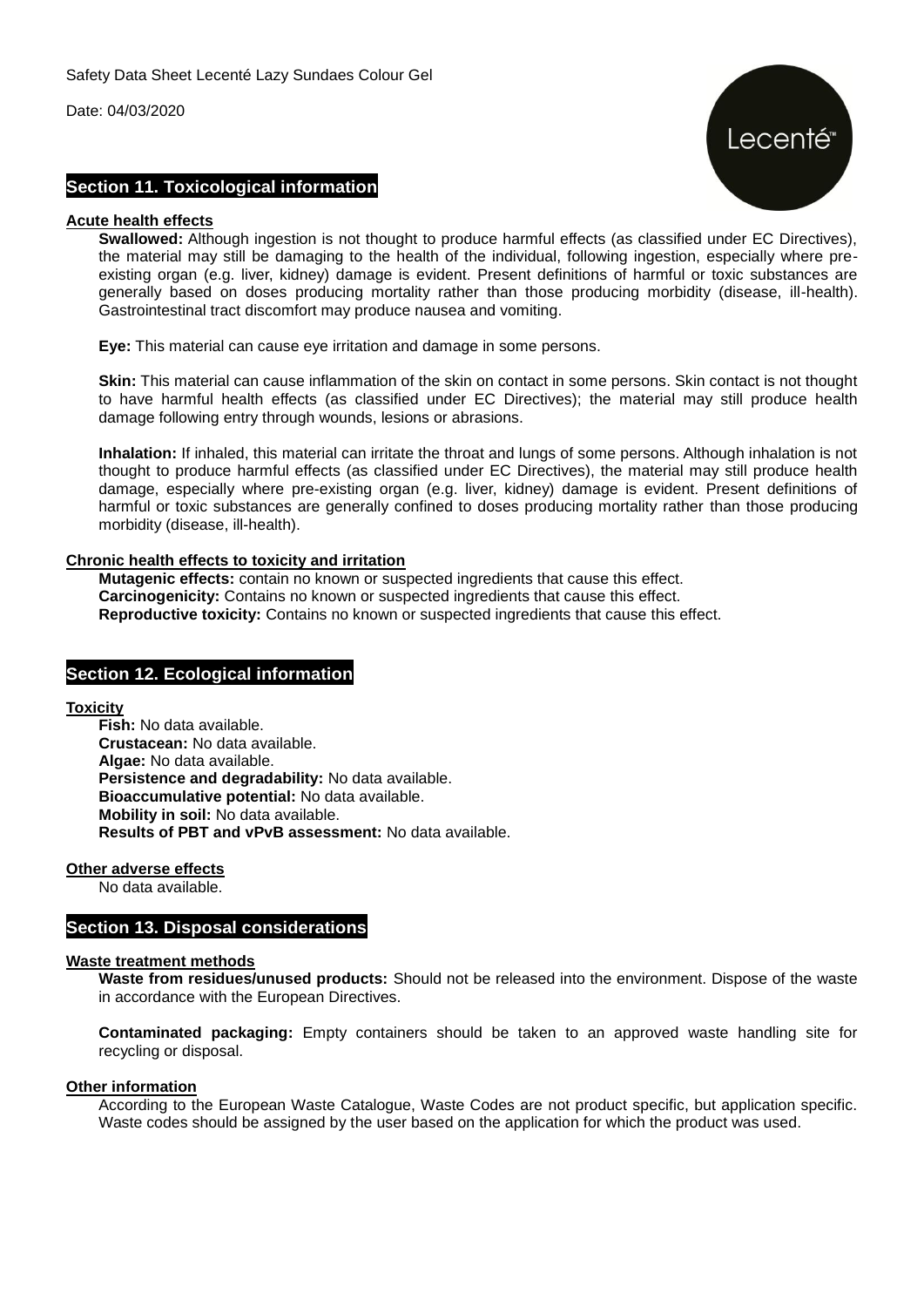## Section 11. Toxicological information

### Acute health effects

**Swallowed:** Although ingestion is not thought to produce harmful effects (as classified under EC Directives), the material may still be damaging to the health of the individual, following ingestion, especially where pre-existing organ (e.g. liver, kidney) damage is evident. Present definitions of harmful or toxic substances are generally based on doses producing mortality rather than those producing morbidity (disease, ill-health). Gastrointestinal tract discomfort may produce nausea and vomiting.

**Eye:** This material can cause eye irritation and damage in some persons.

**Skin:** This material can cause inflammation of the skin on contact in some persons. Skin contact is not thought to have harmful health effects (as classified under EC Directives); the material may still produce health damage following entry through wounds, lesions or abrasions.

**Inhalation:** If inhaled, this material can irritate the throat and lungs of some persons. Although inhalation is not thought to produce harmful effects (as classified under EC Directives), the material may still produce health damage, especially where pre-existing organ (e.g. liver, kidney) damage is evident. Present definitions of harmful or toxic substances are generally confined to doses producing mortality rather than those producing morbidity (disease, ill-health).

### Chronic health effects to toxicity and irritation

**Mutagenic effects:** contain no known or suspected ingredients that cause this effect.
**Carcinogenicity:** Contains no known or suspected ingredients that cause this effect.
**Reproductive toxicity:** Contains no known or suspected ingredients that cause this effect.

## Section 12. Ecological information

### Toxicity

**Fish:** No data available.
**Crustacean:** No data available.
**Algae:** No data available.
**Persistence and degradability:** No data available.
**Bioaccumulative potential:** No data available.
**Mobility in soil:** No data available.
**Results of PBT and vPvB assessment:** No data available.

### Other adverse effects

No data available.

## Section 13. Disposal considerations

### Waste treatment methods

**Waste from residues/unused products:** Should not be released into the environment. Dispose of the waste in accordance with the European Directives.

**Contaminated packaging:** Empty containers should be taken to an approved waste handling site for recycling or disposal.

### Other information

According to the European Waste Catalogue, Waste Codes are not product specific, but application specific. Waste codes should be assigned by the user based on the application for which the product was used.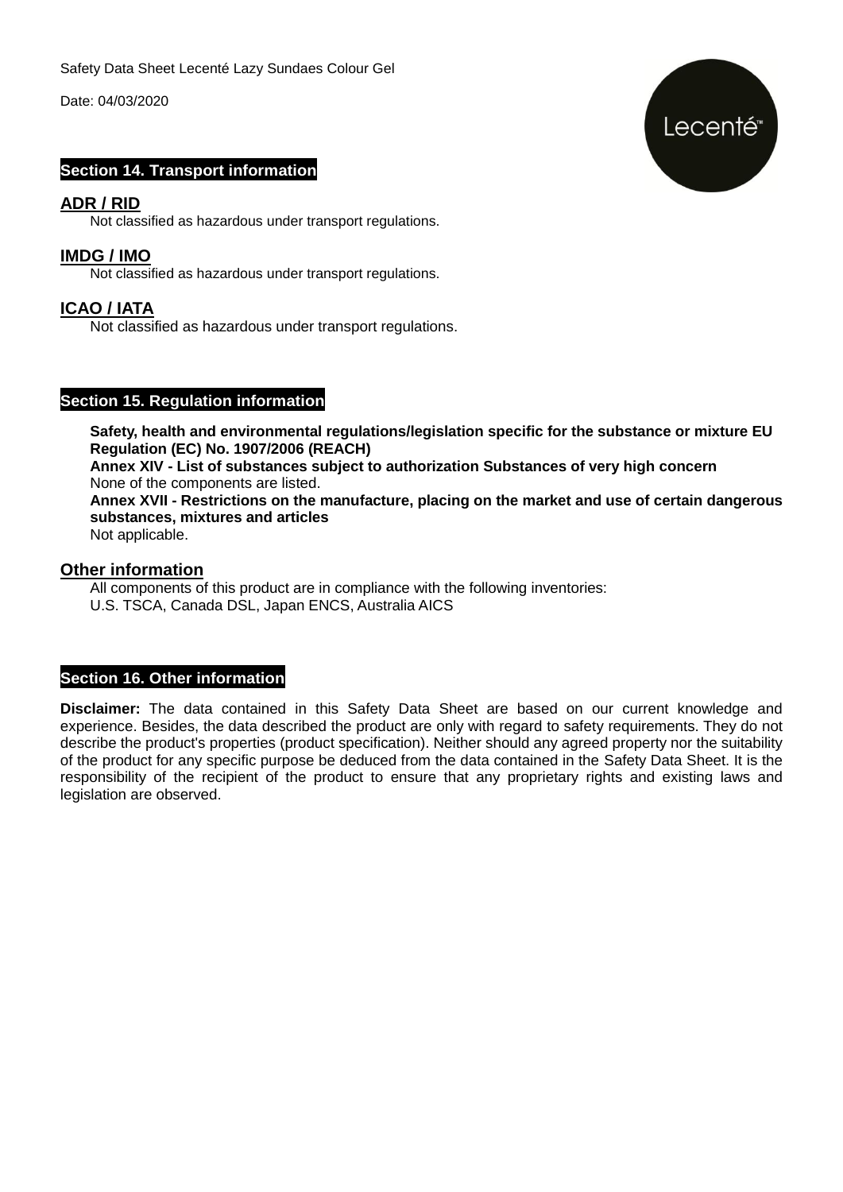## Section 14. Transport information

### ADR / RID

Not classified as hazardous under transport regulations.

### IMDG / IMO

Not classified as hazardous under transport regulations.

### ICAO / IATA

Not classified as hazardous under transport regulations.

## Section 15. Regulation information

**Safety, health and environmental regulations/legislation specific for the substance or mixture EU Regulation (EC) No. 1907/2006 (REACH)**

**Annex XIV - List of substances subject to authorization Substances of very high concern**

None of the components are listed.

**Annex XVII - Restrictions on the manufacture, placing on the market and use of certain dangerous substances, mixtures and articles**

Not applicable.

### Other information

All components of this product are in compliance with the following inventories:

U.S. TSCA, Canada DSL, Japan ENCS, Australia AICS

## Section 16. Other information

**Disclaimer:** The data contained in this Safety Data Sheet are based on our current knowledge and experience. Besides, the data described the product are only with regard to safety requirements. They do not describe the product's properties (product specification). Neither should any agreed property nor the suitability of the product for any specific purpose be deduced from the data contained in the Safety Data Sheet. It is the responsibility of the recipient of the product to ensure that any proprietary rights and existing laws and legislation are observed.